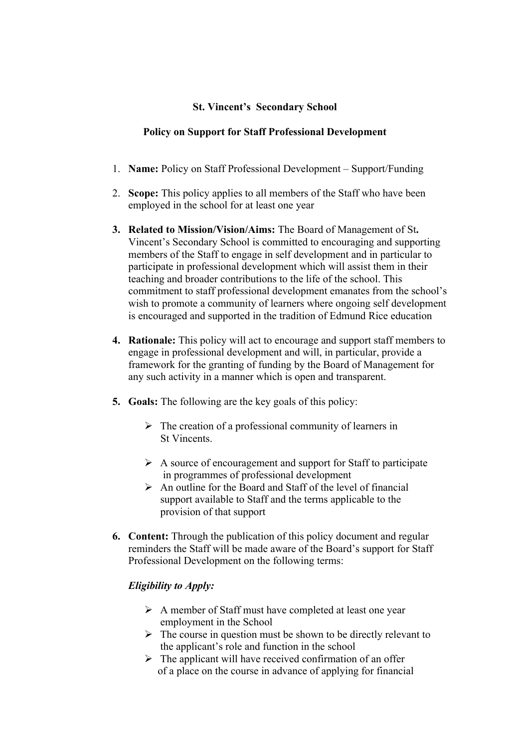**St. Vincent's Secondary School**

**Policy on Support for Staff Professional Development**

1. **Name:** Policy on Staff Professional Development – Support/Funding

2. **Scope:** This policy applies to all members of the Staff who have been employed in the school for at least one year

3. **Related to Mission/Vision/Aims:** The Board of Management of St**.** Vincent's Secondary School is committed to encouraging and supporting members of the Staff to engage in self development and in particular to participate in professional development which will assist them in their teaching and broader contributions to the life of the school. This commitment to staff professional development emanates from the school's wish to promote a community of learners where ongoing self development is encouraged and supported in the tradition of Edmund Rice education

4. **Rationale:** This policy will act to encourage and support staff members to engage in professional development and will, in particular, provide a framework for the granting of funding by the Board of Management for any such activity in a manner which is open and transparent.

5. **Goals:** The following are the key goals of this policy:

   - The creation of a professional community of learners in St Vincents.
   - A source of encouragement and support for Staff to participate in programmes of professional development
   - An outline for the Board and Staff of the level of financial support available to Staff and the terms applicable to the provision of that support

6. **Content:** Through the publication of this policy document and regular reminders the Staff will be made aware of the Board's support for Staff Professional Development on the following terms:

   ***Eligibility to Apply:***

   - A member of Staff must have completed at least one year employment in the School
   - The course in question must be shown to be directly relevant to the applicant's role and function in the school
   - The applicant will have received confirmation of an offer of a place on the course in advance of applying for financial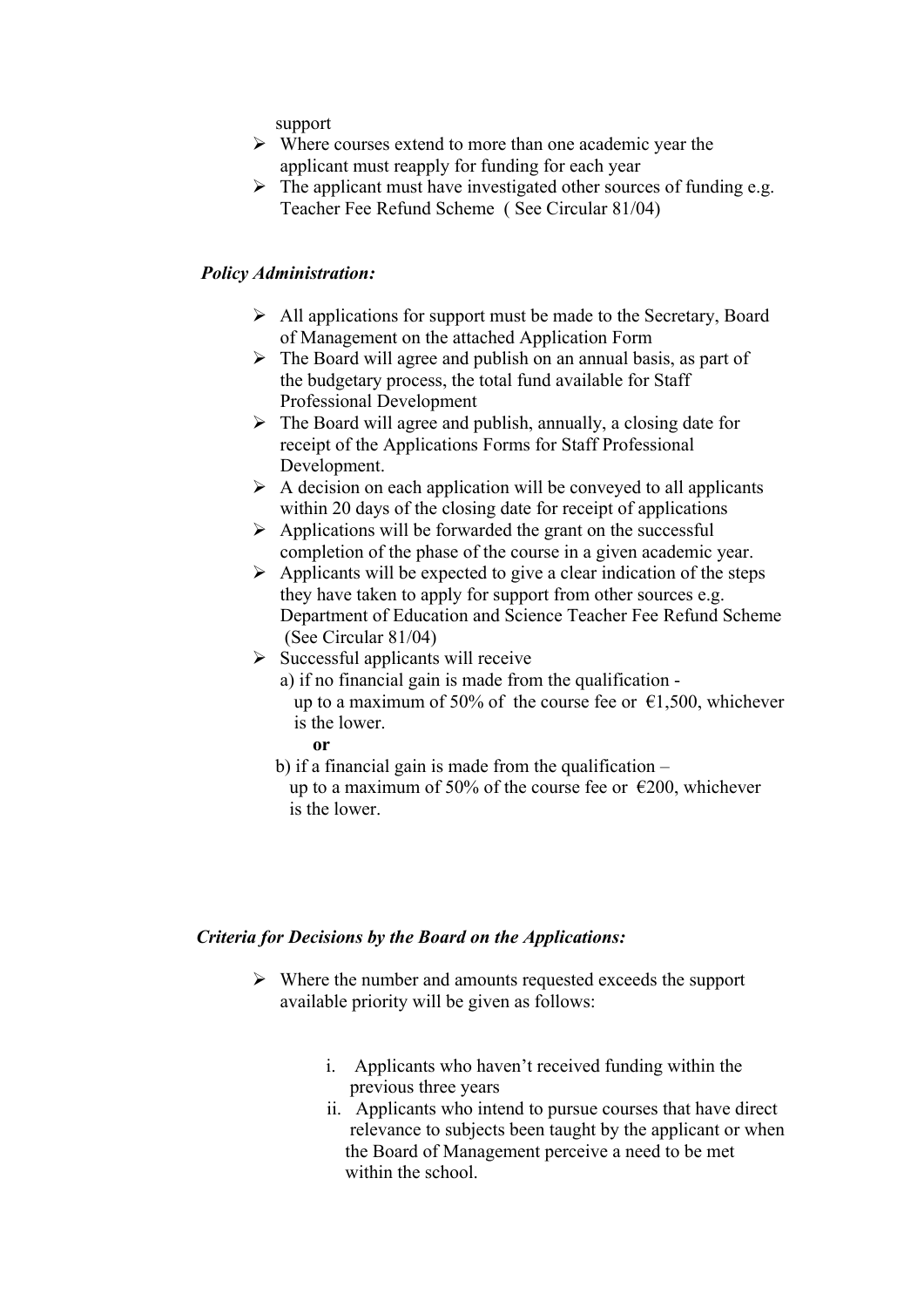support

- Where courses extend to more than one academic year the applicant must reapply for funding for each year
- The applicant must have investigated other sources of funding e.g. Teacher Fee Refund Scheme ( See Circular 81/04)

***Policy Administration:***

- All applications for support must be made to the Secretary, Board of Management on the attached Application Form
- The Board will agree and publish on an annual basis, as part of the budgetary process, the total fund available for Staff Professional Development
- The Board will agree and publish, annually, a closing date for receipt of the Applications Forms for Staff Professional Development.
- A decision on each application will be conveyed to all applicants within 20 days of the closing date for receipt of applications
- Applications will be forwarded the grant on the successful completion of the phase of the course in a given academic year.
- Applicants will be expected to give a clear indication of the steps they have taken to apply for support from other sources e.g. Department of Education and Science Teacher Fee Refund Scheme (See Circular 81/04)
- Successful applicants will receive
  a) if no financial gain is made from the qualification - up to a maximum of 50% of the course fee or €1,500, whichever is the lower.
  **or**
  b) if a financial gain is made from the qualification – up to a maximum of 50% of the course fee or €200, whichever is the lower.

***Criteria for Decisions by the Board on the Applications:***

- Where the number and amounts requested exceeds the support available priority will be given as follows:

  i. Applicants who haven't received funding within the previous three years
  ii. Applicants who intend to pursue courses that have direct relevance to subjects been taught by the applicant or when the Board of Management perceive a need to be met within the school.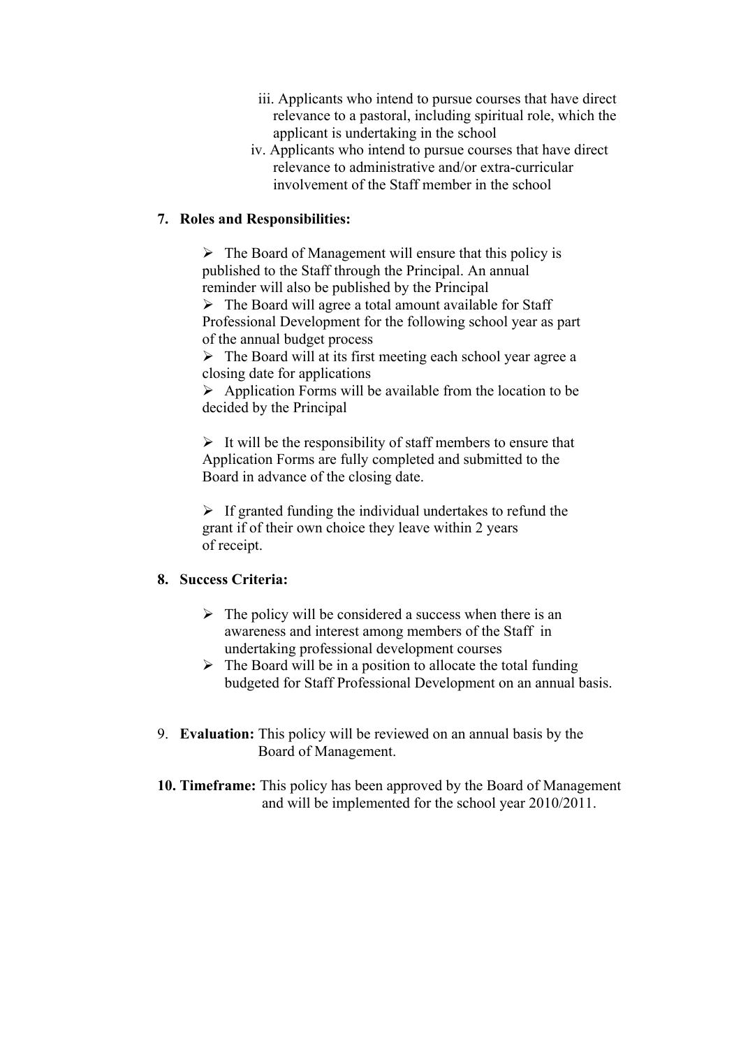iii. Applicants who intend to pursue courses that have direct relevance to a pastoral, including spiritual role, which the applicant is undertaking in the school

iv. Applicants who intend to pursue courses that have direct relevance to administrative and/or extra-curricular involvement of the Staff member in the school

**7. Roles and Responsibilities:**

- The Board of Management will ensure that this policy is published to the Staff through the Principal. An annual reminder will also be published by the Principal
- The Board will agree a total amount available for Staff Professional Development for the following school year as part of the annual budget process
- The Board will at its first meeting each school year agree a closing date for applications
- Application Forms will be available from the location to be decided by the Principal
- It will be the responsibility of staff members to ensure that Application Forms are fully completed and submitted to the Board in advance of the closing date.
- If granted funding the individual undertakes to refund the grant if of their own choice they leave within 2 years of receipt.

**8. Success Criteria:**

- The policy will be considered a success when there is an awareness and interest among members of the Staff in undertaking professional development courses
- The Board will be in a position to allocate the total funding budgeted for Staff Professional Development on an annual basis.

9. **Evaluation:** This policy will be reviewed on an annual basis by the Board of Management.

**10. Timeframe:** This policy has been approved by the Board of Management and will be implemented for the school year 2010/2011.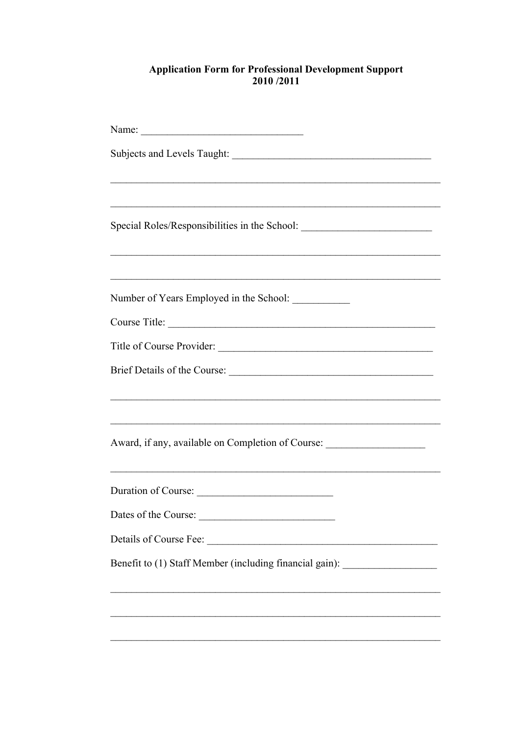**Application Form for Professional Development Support**
**2010 /2011**

Name: ______________________________

Subjects and Levels Taught: ______________________________________

_______________________________________________________________

_______________________________________________________________

Special Roles/Responsibilities in the School: _________________________

_______________________________________________________________

_______________________________________________________________

Number of Years Employed in the School: ___________

Course Title: ____________________________________________________

Title of Course Provider: __________________________________________

Brief Details of the Course: _______________________________________

_______________________________________________________________

_______________________________________________________________

Award, if any, available on Completion of Course: ___________________

_______________________________________________________________

Duration of Course: _________________________

Dates of the Course: _________________________

Details of Course Fee: ____________________________________________

Benefit to (1) Staff Member (including financial gain): _________________

_______________________________________________________________

_______________________________________________________________

_______________________________________________________________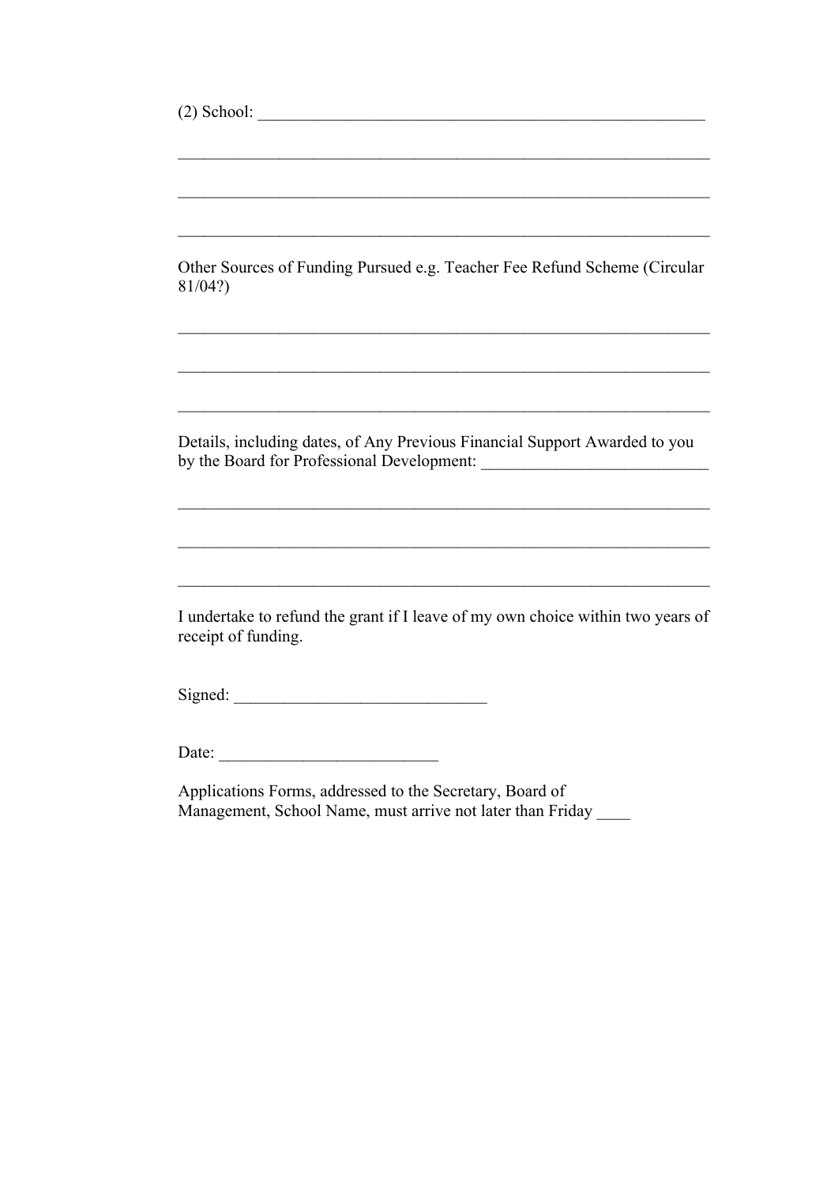(2) School: ______________________________________________________

_________________________________________________________________

_________________________________________________________________

_________________________________________________________________

Other Sources of Funding Pursued e.g. Teacher Fee Refund Scheme (Circular 81/04?)

_________________________________________________________________

_________________________________________________________________

_________________________________________________________________

Details, including dates, of Any Previous Financial Support Awarded to you by the Board for Professional Development: ___________________________

_________________________________________________________________

_________________________________________________________________

_________________________________________________________________

I undertake to refund the grant if I leave of my own choice within two years of receipt of funding.

Signed: ______________________________

Date: __________________________

Applications Forms, addressed to the Secretary, Board of Management, School Name, must arrive not later than Friday ____